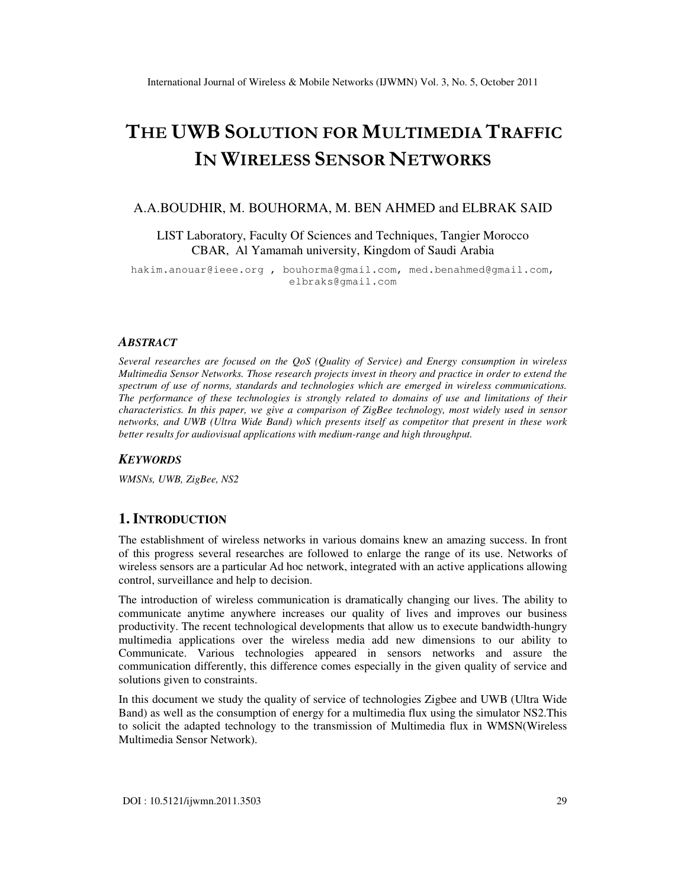# THE UWB SOLUTION FOR MULTIMEDIA TRAFFIC IN WIRELESS SENSOR NETWORKS

A.A.BOUDHIR, M. BOUHORMA, M. BEN AHMED and ELBRAK SAID

LIST Laboratory, Faculty Of Sciences and Techniques, Tangier Morocco
CBAR, Al Yamamah university, Kingdom of Saudi Arabia

hakim.anouar@ieee.org , bouhorma@gmail.com, med.benahmed@gmail.com, elbraks@gmail.com

### *ABSTRACT*

*Several researches are focused on the QoS (Quality of Service) and Energy consumption in wireless Multimedia Sensor Networks. Those research projects invest in theory and practice in order to extend the spectrum of use of norms, standards and technologies which are emerged in wireless communications. The performance of these technologies is strongly related to domains of use and limitations of their characteristics. In this paper, we give a comparison of ZigBee technology, most widely used in sensor networks, and UWB (Ultra Wide Band) which presents itself as competitor that present in these work better results for audiovisual applications with medium-range and high throughput.*

### *KEYWORDS*

*WMSNs, UWB, ZigBee, NS2*

## 1. INTRODUCTION

The establishment of wireless networks in various domains knew an amazing success. In front of this progress several researches are followed to enlarge the range of its use. Networks of wireless sensors are a particular Ad hoc network, integrated with an active applications allowing control, surveillance and help to decision.

The introduction of wireless communication is dramatically changing our lives. The ability to communicate anytime anywhere increases our quality of lives and improves our business productivity. The recent technological developments that allow us to execute bandwidth-hungry multimedia applications over the wireless media add new dimensions to our ability to Communicate. Various technologies appeared in sensors networks and assure the communication differently, this difference comes especially in the given quality of service and solutions given to constraints.

In this document we study the quality of service of technologies Zigbee and UWB (Ultra Wide Band) as well as the consumption of energy for a multimedia flux using the simulator NS2.This to solicit the adapted technology to the transmission of Multimedia flux in WMSN(Wireless Multimedia Sensor Network).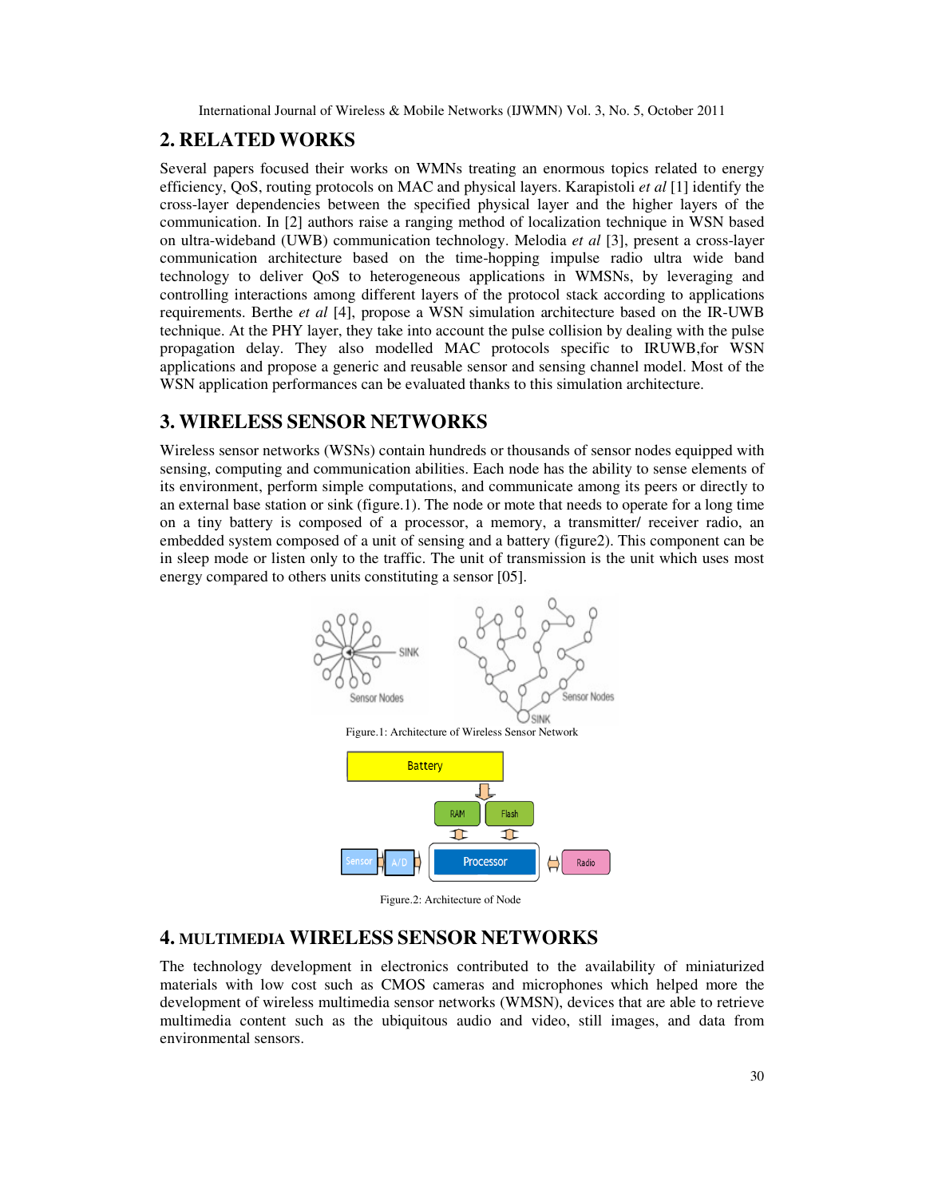## 2. RELATED WORKS

Several papers focused their works on WMNs treating an enormous topics related to energy efficiency, QoS, routing protocols on MAC and physical layers. Karapistoli *et al* [1] identify the cross-layer dependencies between the specified physical layer and the higher layers of the communication. In [2] authors raise a ranging method of localization technique in WSN based on ultra-wideband (UWB) communication technology. Melodia *et al* [3], present a cross-layer communication architecture based on the time-hopping impulse radio ultra wide band technology to deliver QoS to heterogeneous applications in WMSNs, by leveraging and controlling interactions among different layers of the protocol stack according to applications requirements. Berthe *et al* [4], propose a WSN simulation architecture based on the IR-UWB technique. At the PHY layer, they take into account the pulse collision by dealing with the pulse propagation delay. They also modelled MAC protocols specific to IRUWB,for WSN applications and propose a generic and reusable sensor and sensing channel model. Most of the WSN application performances can be evaluated thanks to this simulation architecture.

## 3. WIRELESS SENSOR NETWORKS

Wireless sensor networks (WSNs) contain hundreds or thousands of sensor nodes equipped with sensing, computing and communication abilities. Each node has the ability to sense elements of its environment, perform simple computations, and communicate among its peers or directly to an external base station or sink (figure.1). The node or mote that needs to operate for a long time on a tiny battery is composed of a processor, a memory, a transmitter/ receiver radio, an embedded system composed of a unit of sensing and a battery (figure2). This component can be in sleep mode or listen only to the traffic. The unit of transmission is the unit which uses most energy compared to others units constituting a sensor [05].

Figure.1: Architecture of Wireless Sensor Network

Figure.2: Architecture of Node

## 4. MULTIMEDIA WIRELESS SENSOR NETWORKS

The technology development in electronics contributed to the availability of miniaturized materials with low cost such as CMOS cameras and microphones which helped more the development of wireless multimedia sensor networks (WMSN), devices that are able to retrieve multimedia content such as the ubiquitous audio and video, still images, and data from environmental sensors.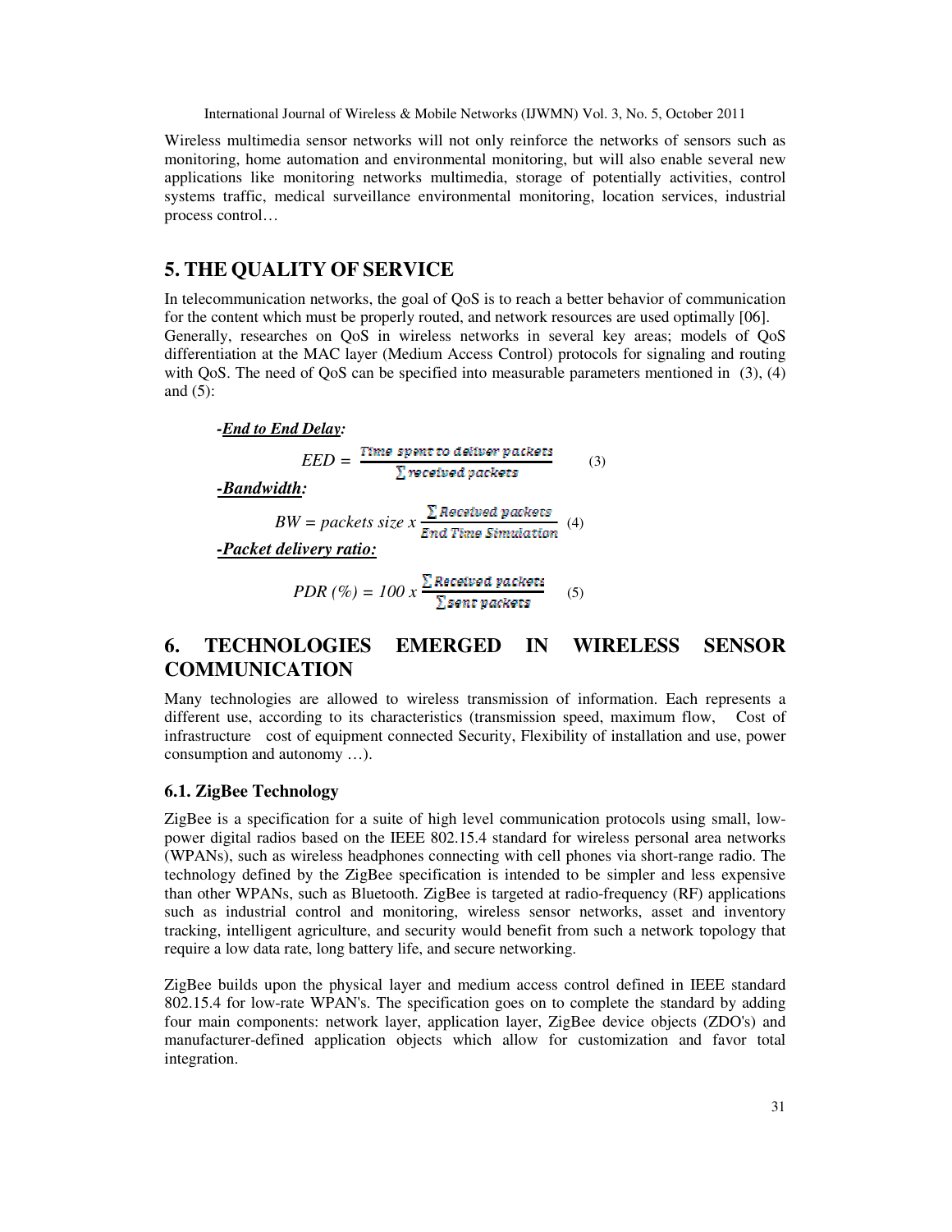Wireless multimedia sensor networks will not only reinforce the networks of sensors such as monitoring, home automation and environmental monitoring, but will also enable several new applications like monitoring networks multimedia, storage of potentially activities, control systems traffic, medical surveillance environmental monitoring, location services, industrial process control…

## 5. THE QUALITY OF SERVICE

In telecommunication networks, the goal of QoS is to reach a better behavior of communication for the content which must be properly routed, and network resources are used optimally [06]. Generally, researches on QoS in wireless networks in several key areas; models of QoS differentiation at the MAC layer (Medium Access Control) protocols for signaling and routing with QoS. The need of QoS can be specified into measurable parameters mentioned in (3), (4) and (5):

***-End to End Delay:***

$$EED = \frac{\text{Time spent to deliver packets}}{\sum \text{received packets}} \qquad (3)$$

***-Bandwidth:***

$$BW = \text{packets size} \times \frac{\sum \text{Received packets}}{\text{End Time Simulation}} \qquad (4)$$

***-Packet delivery ratio:***

$$PDR\ (\%) = 100 \times \frac{\sum \text{Received packets}}{\sum \text{sent packets}} \qquad (5)$$

## 6. TECHNOLOGIES EMERGED IN WIRELESS SENSOR COMMUNICATION

Many technologies are allowed to wireless transmission of information. Each represents a different use, according to its characteristics (transmission speed, maximum flow, Cost of infrastructure cost of equipment connected Security, Flexibility of installation and use, power consumption and autonomy …).

### 6.1. ZigBee Technology

ZigBee is a specification for a suite of high level communication protocols using small, low-power digital radios based on the IEEE 802.15.4 standard for wireless personal area networks (WPANs), such as wireless headphones connecting with cell phones via short-range radio. The technology defined by the ZigBee specification is intended to be simpler and less expensive than other WPANs, such as Bluetooth. ZigBee is targeted at radio-frequency (RF) applications such as industrial control and monitoring, wireless sensor networks, asset and inventory tracking, intelligent agriculture, and security would benefit from such a network topology that require a low data rate, long battery life, and secure networking.

ZigBee builds upon the physical layer and medium access control defined in IEEE standard 802.15.4 for low-rate WPAN's. The specification goes on to complete the standard by adding four main components: network layer, application layer, ZigBee device objects (ZDO's) and manufacturer-defined application objects which allow for customization and favor total integration.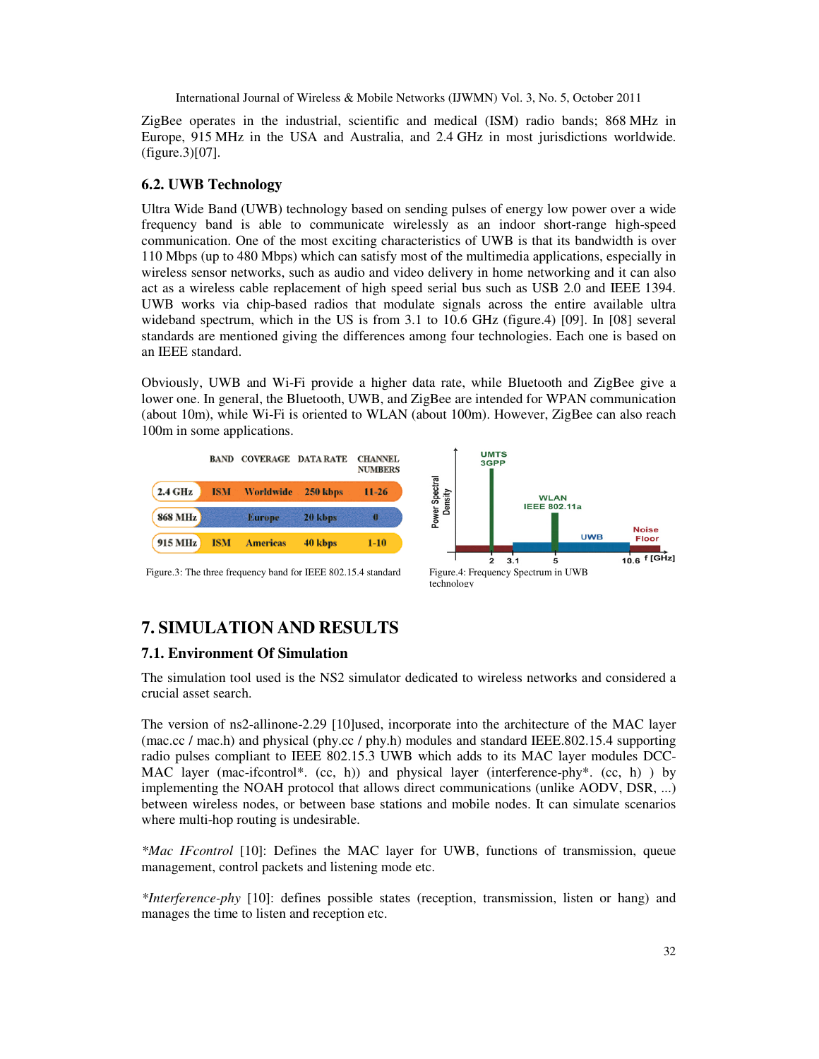ZigBee operates in the industrial, scientific and medical (ISM) radio bands; 868 MHz in Europe, 915 MHz in the USA and Australia, and 2.4 GHz in most jurisdictions worldwide. (figure.3)[07].

### 6.2. UWB Technology

Ultra Wide Band (UWB) technology based on sending pulses of energy low power over a wide frequency band is able to communicate wirelessly as an indoor short-range high-speed communication. One of the most exciting characteristics of UWB is that its bandwidth is over 110 Mbps (up to 480 Mbps) which can satisfy most of the multimedia applications, especially in wireless sensor networks, such as audio and video delivery in home networking and it can also act as a wireless cable replacement of high speed serial bus such as USB 2.0 and IEEE 1394. UWB works via chip-based radios that modulate signals across the entire available ultra wideband spectrum, which in the US is from 3.1 to 10.6 GHz (figure.4) [09]. In [08] several standards are mentioned giving the differences among four technologies. Each one is based on an IEEE standard.

Obviously, UWB and Wi-Fi provide a higher data rate, while Bluetooth and ZigBee give a lower one. In general, the Bluetooth, UWB, and ZigBee are intended for WPAN communication (about 10m), while Wi-Fi is oriented to WLAN (about 100m). However, ZigBee can also reach 100m in some applications.

| BAND | | COVERAGE | DATA RATE | CHANNEL NUMBERS |
|---|---|---|---|---|
| 2.4 GHz | ISM | Worldwide | 250 kbps | 11-26 |
| 868 MHz | | Europe | 20 kbps | 0 |
| 915 MHz | ISM | Americas | 40 kbps | 1-10 |

Figure.3: The three frequency band for IEEE 802.15.4 standard

Figure.4: Frequency Spectrum in UWB technology

## 7. SIMULATION AND RESULTS

### 7.1. Environment Of Simulation

The simulation tool used is the NS2 simulator dedicated to wireless networks and considered a crucial asset search.

The version of ns2-allinone-2.29 [10]used, incorporate into the architecture of the MAC layer (mac.cc / mac.h) and physical (phy.cc / phy.h) modules and standard IEEE.802.15.4 supporting radio pulses compliant to IEEE 802.15.3 UWB which adds to its MAC layer modules DCC-MAC layer (mac-ifcontrol*. (cc, h)) and physical layer (interference-phy*. (cc, h) ) by implementing the NOAH protocol that allows direct communications (unlike AODV, DSR, ...) between wireless nodes, or between base stations and mobile nodes. It can simulate scenarios where multi-hop routing is undesirable.

**Mac IFcontrol* [10]: Defines the MAC layer for UWB, functions of transmission, queue management, control packets and listening mode etc.

**Interference-phy* [10]: defines possible states (reception, transmission, listen or hang) and manages the time to listen and reception etc.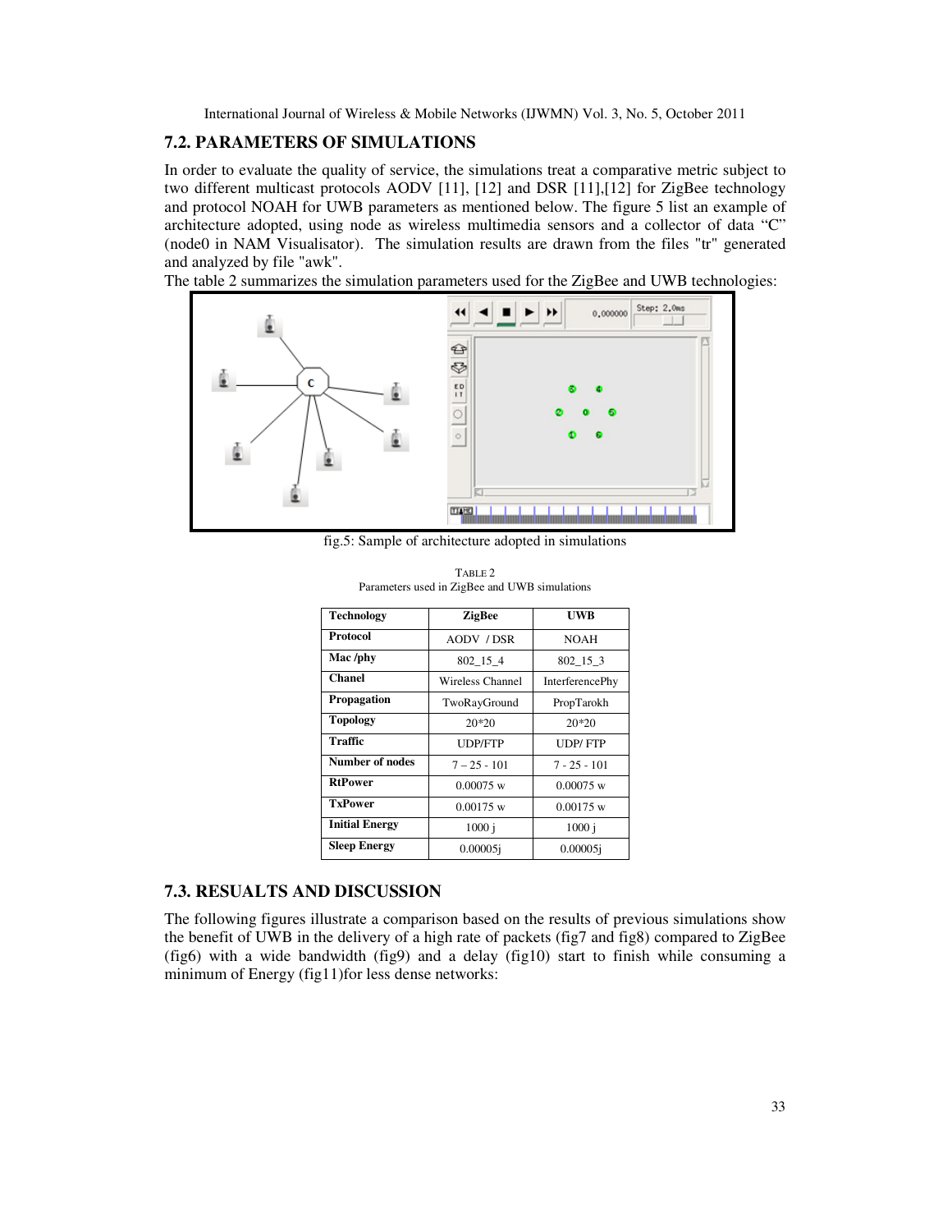## 7.2. PARAMETERS OF SIMULATIONS

In order to evaluate the quality of service, the simulations treat a comparative metric subject to two different multicast protocols AODV [11], [12] and DSR [11],[12] for ZigBee technology and protocol NOAH for UWB parameters as mentioned below. The figure 5 list an example of architecture adopted, using node as wireless multimedia sensors and a collector of data "C" (node0 in NAM Visualisator). The simulation results are drawn from the files "tr" generated and analyzed by file "awk".

The table 2 summarizes the simulation parameters used for the ZigBee and UWB technologies:

fig.5: Sample of architecture adopted in simulations

TABLE 2
Parameters used in ZigBee and UWB simulations

| Technology | ZigBee | UWB |
|---|---|---|
| Protocol | AODV / DSR | NOAH |
| Mac /phy | 802_15_4 | 802_15_3 |
| Chanel | Wireless Channel | InterferencePhy |
| Propagation | TwoRayGround | PropTarokh |
| Topology | 20*20 | 20*20 |
| Traffic | UDP/FTP | UDP/ FTP |
| Number of nodes | 7 – 25 - 101 | 7 - 25 - 101 |
| RtPower | 0.00075 w | 0.00075 w |
| TxPower | 0.00175 w | 0.00175 w |
| Initial Energy | 1000 j | 1000 j |
| Sleep Energy | 0.00005j | 0.00005j |

## 7.3. RESUALTS AND DISCUSSION

The following figures illustrate a comparison based on the results of previous simulations show the benefit of UWB in the delivery of a high rate of packets (fig7 and fig8) compared to ZigBee (fig6) with a wide bandwidth (fig9) and a delay (fig10) start to finish while consuming a minimum of Energy (fig11)for less dense networks: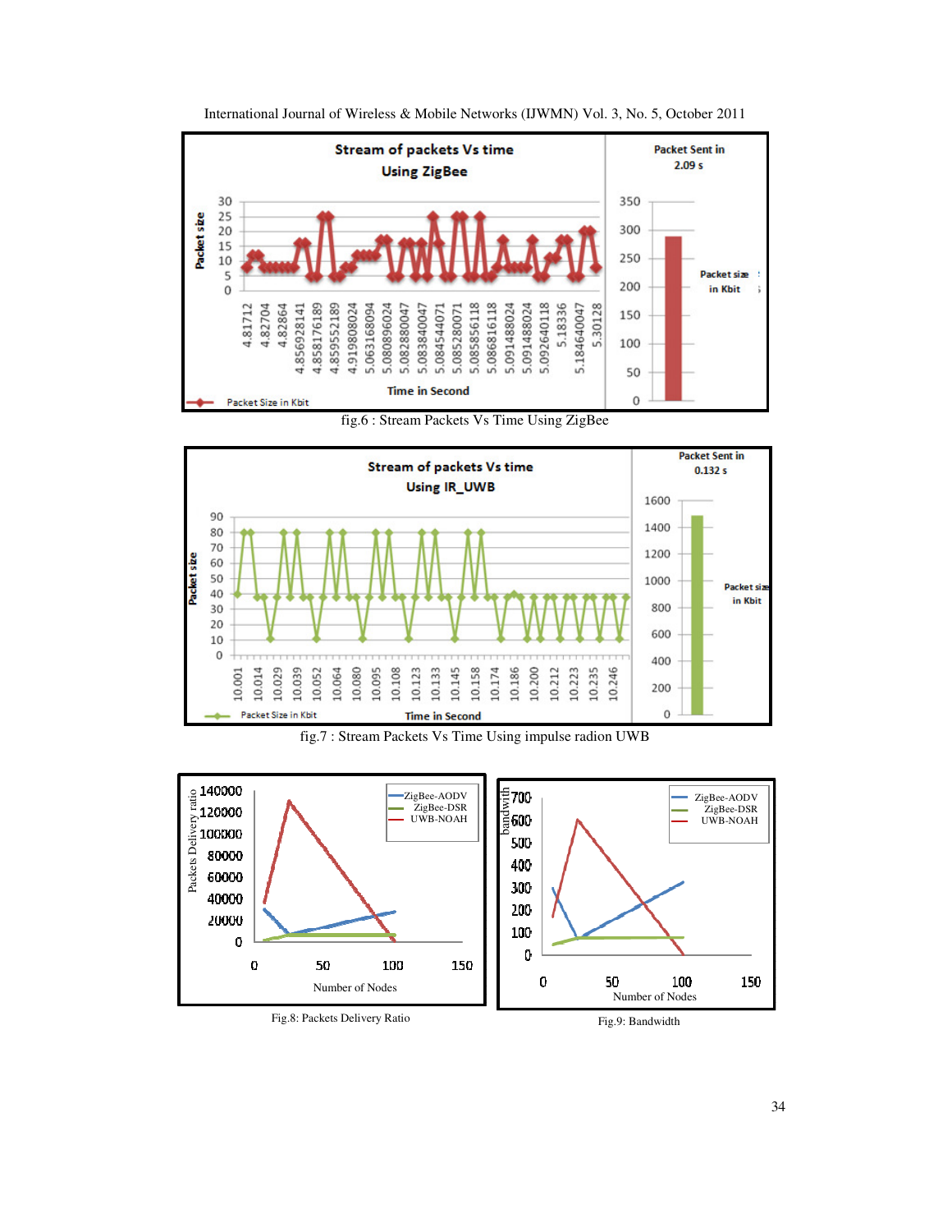fig.6 : Stream Packets Vs Time Using ZigBee

fig.7 : Stream Packets Vs Time Using impulse radion UWB

Fig.8: Packets Delivery Ratio

Fig.9: Bandwidth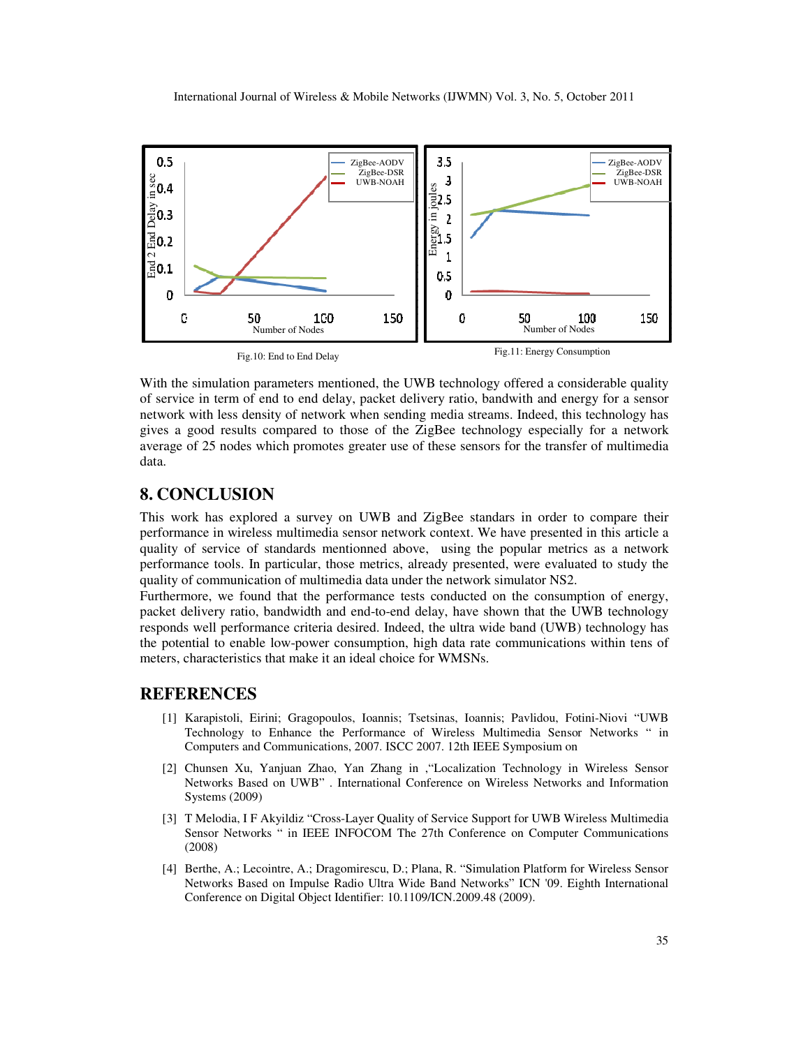Fig.10: End to End Delay

Fig.11: Energy Consumption

With the simulation parameters mentioned, the UWB technology offered a considerable quality of service in term of end to end delay, packet delivery ratio, bandwith and energy for a sensor network with less density of network when sending media streams. Indeed, this technology has gives a good results compared to those of the ZigBee technology especially for a network average of 25 nodes which promotes greater use of these sensors for the transfer of multimedia data.

## 8. CONCLUSION

This work has explored a survey on UWB and ZigBee standars in order to compare their performance in wireless multimedia sensor network context. We have presented in this article a quality of service of standards mentionned above, using the popular metrics as a network performance tools. In particular, those metrics, already presented, were evaluated to study the quality of communication of multimedia data under the network simulator NS2.

Furthermore, we found that the performance tests conducted on the consumption of energy, packet delivery ratio, bandwidth and end-to-end delay, have shown that the UWB technology responds well performance criteria desired. Indeed, the ultra wide band (UWB) technology has the potential to enable low-power consumption, high data rate communications within tens of meters, characteristics that make it an ideal choice for WMSNs.

## REFERENCES

[1] Karapistoli, Eirini; Gragopoulos, Ioannis; Tsetsinas, Ioannis; Pavlidou, Fotini-Niovi "UWB Technology to Enhance the Performance of Wireless Multimedia Sensor Networks " in Computers and Communications, 2007. ISCC 2007. 12th IEEE Symposium on

[2] Chunsen Xu, Yanjuan Zhao, Yan Zhang in ,"Localization Technology in Wireless Sensor Networks Based on UWB" . International Conference on Wireless Networks and Information Systems (2009)

[3] T Melodia, I F Akyildiz "Cross-Layer Quality of Service Support for UWB Wireless Multimedia Sensor Networks " in IEEE INFOCOM The 27th Conference on Computer Communications (2008)

[4] Berthe, A.; Lecointre, A.; Dragomirescu, D.; Plana, R. "Simulation Platform for Wireless Sensor Networks Based on Impulse Radio Ultra Wide Band Networks" ICN '09. Eighth International Conference on Digital Object Identifier: 10.1109/ICN.2009.48 (2009).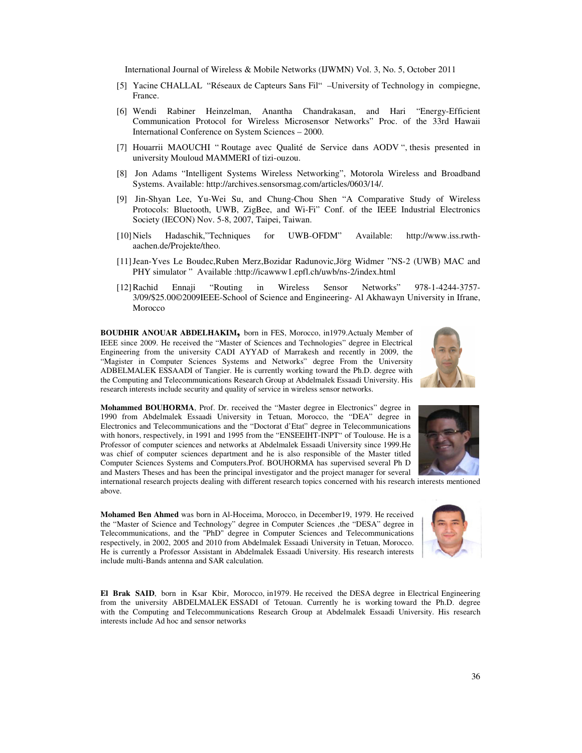[5] Yacine CHALLAL "Réseaux de Capteurs Sans Fil" –University of Technology in compiegne, France.

[6] Wendi Rabiner Heinzelman, Anantha Chandrakasan, and Hari "Energy-Efficient Communication Protocol for Wireless Microsensor Networks" Proc. of the 33rd Hawaii International Conference on System Sciences – 2000.

[7] Houarrii MAOUCHI " Routage avec Qualité de Service dans AODV ", thesis presented in university Mouloud MAMMERI of tizi-ouzou.

[8] Jon Adams "Intelligent Systems Wireless Networking", Motorola Wireless and Broadband Systems. Available: http://archives.sensorsmag.com/articles/0603/14/.

[9] Jin-Shyan Lee, Yu-Wei Su, and Chung-Chou Shen "A Comparative Study of Wireless Protocols: Bluetooth, UWB, ZigBee, and Wi-Fi" Conf. of the IEEE Industrial Electronics Society (IECON) Nov. 5-8, 2007, Taipei, Taiwan.

[10] Niels Hadaschik,"Techniques for UWB-OFDM" Available: http://www.iss.rwth-aachen.de/Projekte/theo.

[11] Jean-Yves Le Boudec,Ruben Merz,Bozidar Radunovic,Jörg Widmer "NS-2 (UWB) MAC and PHY simulator " Available :http://icawww1.epfl.ch/uwb/ns-2/index.html

[12] Rachid Ennaji "Routing in Wireless Sensor Networks" 978-1-4244-3757-3/09/$25.00©2009IEEE-School of Science and Engineering- Al Akhawayn University in Ifrane, Morocco

**BOUDHIR ANOUAR ABDELHAKIM,** born in FES, Morocco, in1979.Actualy Member of IEEE since 2009. He received the "Master of Sciences and Technologies" degree in Electrical Engineering from the university CADI AYYAD of Marrakesh and recently in 2009, the "Magister in Computer Sciences Systems and Networks" degree From the University ADBELMALEK ESSAADI of Tangier. He is currently working toward the Ph.D. degree with the Computing and Telecommunications Research Group at Abdelmalek Essaadi University. His research interests include security and quality of service in wireless sensor networks.

**Mohammed BOUHORMA**, Prof. Dr. received the "Master degree in Electronics" degree in 1990 from Abdelmalek Essaadi University in Tetuan, Morocco, the "DEA" degree in Electronics and Telecommunications and the "Doctorat d'Etat" degree in Telecommunications with honors, respectively, in 1991 and 1995 from the "ENSEEIHT-INPT" of Toulouse. He is a Professor of computer sciences and networks at Abdelmalek Essaadi University since 1999.He was chief of computer sciences department and he is also responsible of the Master titled Computer Sciences Systems and Computers.Prof. BOUHORMA has supervised several Ph D and Masters Theses and has been the principal investigator and the project manager for several international research projects dealing with different research topics concerned with his research interests mentioned above.

**Mohamed Ben Ahmed** was born in Al-Hoceima, Morocco, in December19, 1979. He received the "Master of Science and Technology" degree in Computer Sciences ,the "DESA" degree in Telecommunications, and the "PhD" degree in Computer Sciences and Telecommunications respectively, in 2002, 2005 and 2010 from Abdelmalek Essaadi University in Tetuan, Morocco. He is currently a Professor Assistant in Abdelmalek Essaadi University. His research interests include multi-Bands antenna and SAR calculation.

**El Brak SAID**, born in Ksar Kbir, Morocco, in1979. He received the DESA degree in Electrical Engineering from the university ABDELMALEK ESSADI of Tetouan. Currently he is working toward the Ph.D. degree with the Computing and Telecommunications Research Group at Abdelmalek Essaadi University. His research interests include Ad hoc and sensor networks